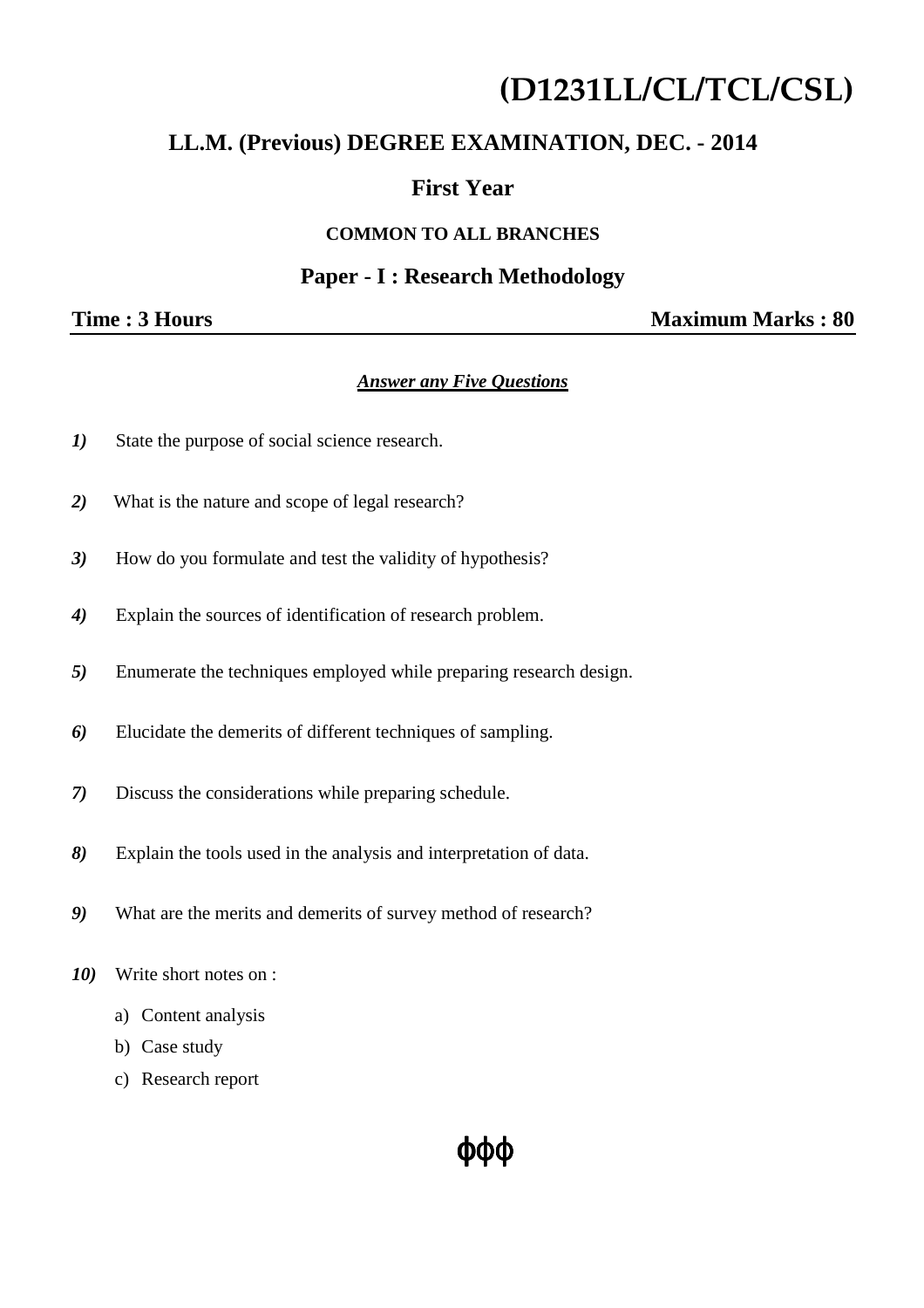# (D1231LL/CL/TCL/CSL)

## LL.M. (Previous) DEGREE EXAMINATION, DEC. - 2014

## First Year

### COMMON TO ALL BRANCHES

### Paper - I : Research Methodology

**Time : 3 Hours** **Maximum Marks : 80**

***Answer any Five Questions***

***1)*** State the purpose of social science research.

***2)*** What is the nature and scope of legal research?

***3)*** How do you formulate and test the validity of hypothesis?

***4)*** Explain the sources of identification of research problem.

***5)*** Enumerate the techniques employed while preparing research design.

***6)*** Elucidate the demerits of different techniques of sampling.

***7)*** Discuss the considerations while preparing schedule.

***8)*** Explain the tools used in the analysis and interpretation of data.

***9)*** What are the merits and demerits of survey method of research?

***10)*** Write short notes on :

a) Content analysis

b) Case study

c) Research report

ϕϕϕ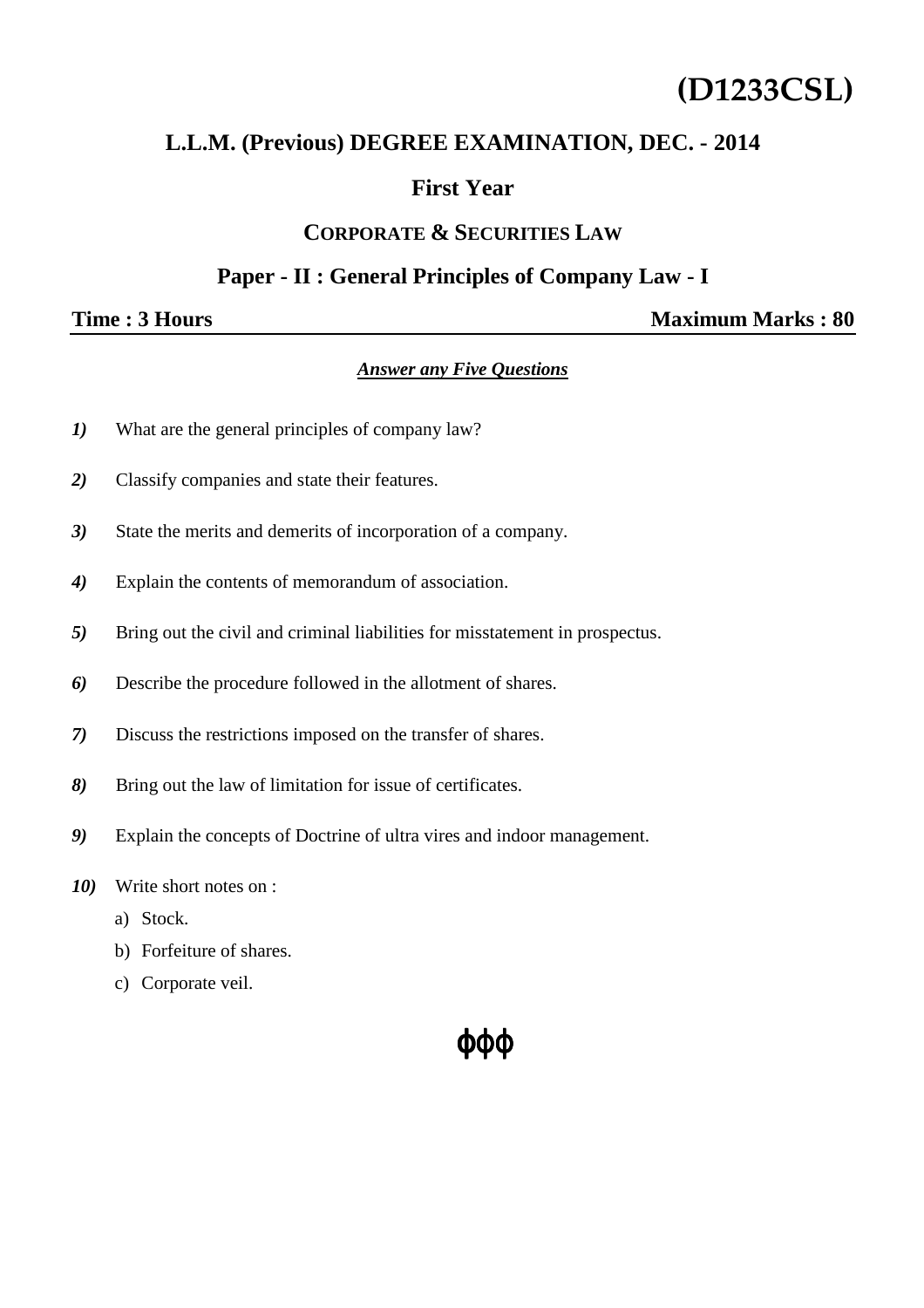# (D1233CSL)

## L.L.M. (Previous) DEGREE EXAMINATION, DEC. - 2014

## First Year

## CORPORATE & SECURITIES LAW

## Paper - II : General Principles of Company Law - I

**Time : 3 Hours** **Maximum Marks : 80**

***Answer any Five Questions***

***1)*** What are the general principles of company law?

***2)*** Classify companies and state their features.

***3)*** State the merits and demerits of incorporation of a company.

***4)*** Explain the contents of memorandum of association.

***5)*** Bring out the civil and criminal liabilities for misstatement in prospectus.

***6)*** Describe the procedure followed in the allotment of shares.

***7)*** Discuss the restrictions imposed on the transfer of shares.

***8)*** Bring out the law of limitation for issue of certificates.

***9)*** Explain the concepts of Doctrine of ultra vires and indoor management.

***10)*** Write short notes on :

a) Stock.

b) Forfeiture of shares.

c) Corporate veil.

ϕϕϕ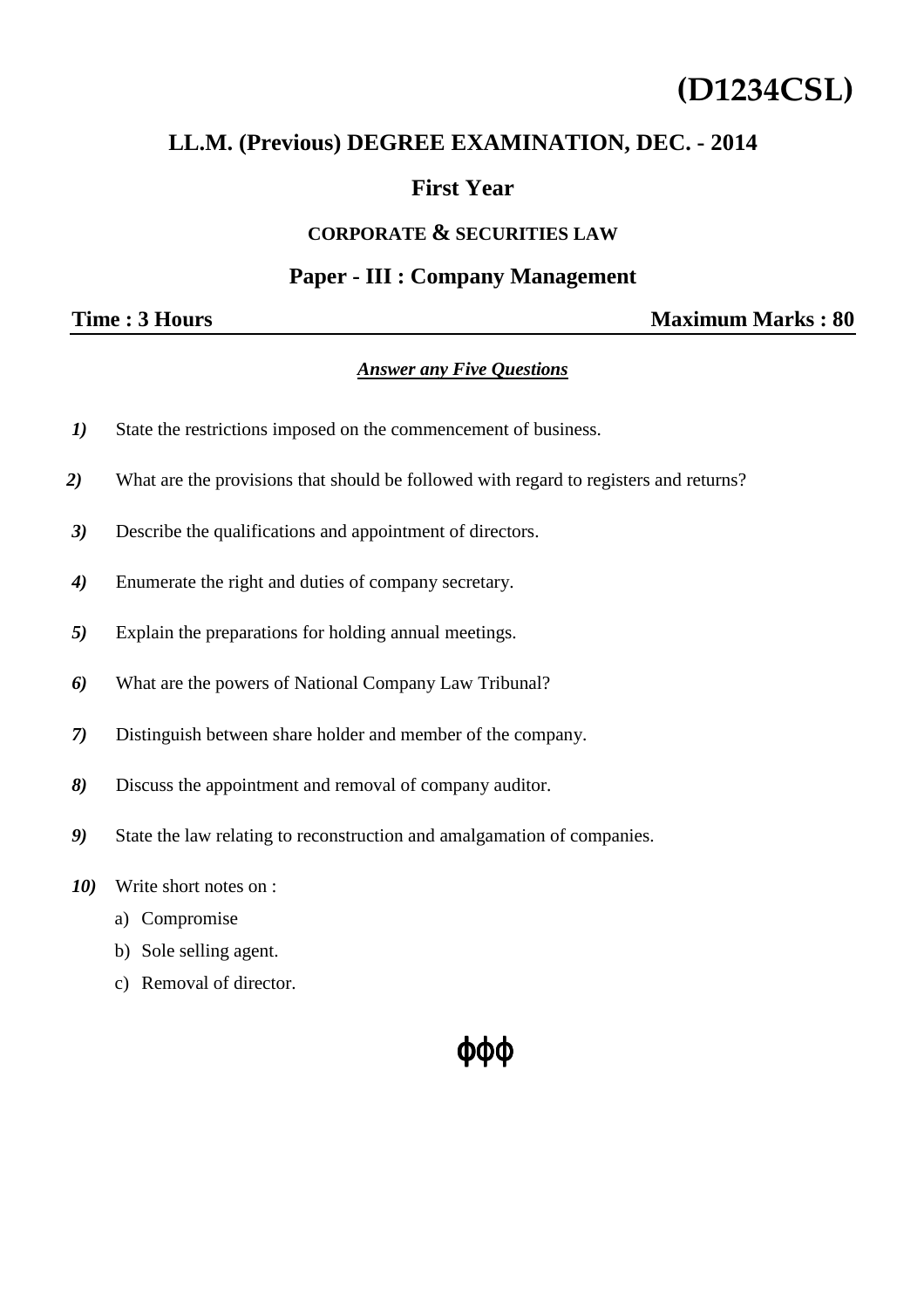# (D1234CSL)

## LL.M. (Previous) DEGREE EXAMINATION, DEC. - 2014

## First Year

### CORPORATE & SECURITIES LAW

### Paper - III : Company Management

**Time : 3 Hours** **Maximum Marks : 80**

***Answer any Five Questions***

***1)*** State the restrictions imposed on the commencement of business.

***2)*** What are the provisions that should be followed with regard to registers and returns?

***3)*** Describe the qualifications and appointment of directors.

***4)*** Enumerate the right and duties of company secretary.

***5)*** Explain the preparations for holding annual meetings.

***6)*** What are the powers of National Company Law Tribunal?

***7)*** Distinguish between share holder and member of the company.

***8)*** Discuss the appointment and removal of company auditor.

***9)*** State the law relating to reconstruction and amalgamation of companies.

***10)*** Write short notes on :

a) Compromise

b) Sole selling agent.

c) Removal of director.

ϕϕϕ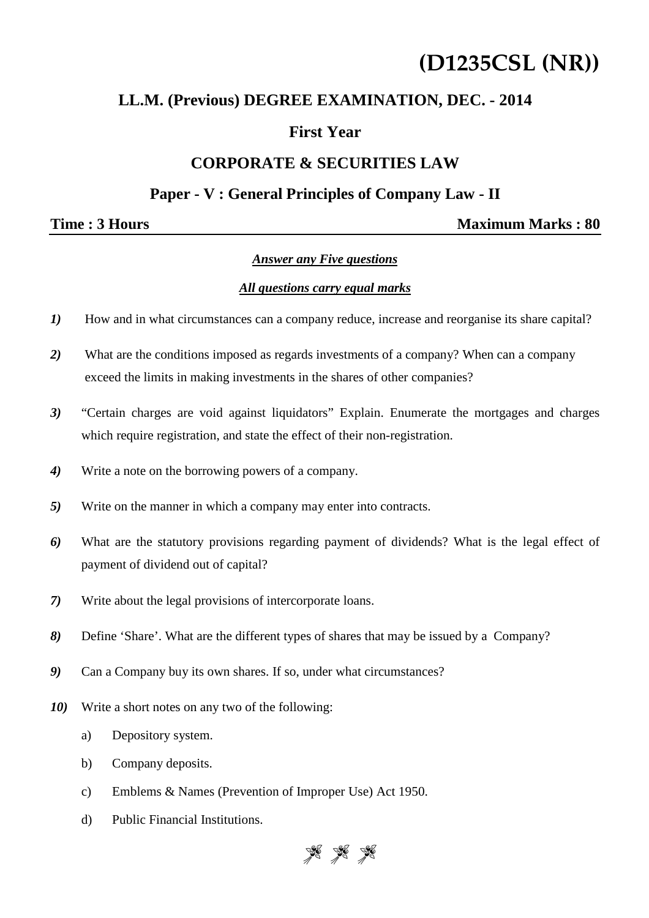# (D1235CSL (NR))

## LL.M. (Previous) DEGREE EXAMINATION, DEC. - 2014

## First Year

## CORPORATE & SECURITIES LAW

### Paper - V : General Principles of Company Law - II

**Time : 3 Hours** **Maximum Marks : 80**

***Answer any Five questions***

***All questions carry equal marks***

1) How and in what circumstances can a company reduce, increase and reorganise its share capital?

2) What are the conditions imposed as regards investments of a company? When can a company exceed the limits in making investments in the shares of other companies?

3) "Certain charges are void against liquidators" Explain. Enumerate the mortgages and charges which require registration, and state the effect of their non-registration.

4) Write a note on the borrowing powers of a company.

5) Write on the manner in which a company may enter into contracts.

6) What are the statutory provisions regarding payment of dividends? What is the legal effect of payment of dividend out of capital?

7) Write about the legal provisions of intercorporate loans.

8) Define 'Share'. What are the different types of shares that may be issued by a Company?

9) Can a Company buy its own shares. If so, under what circumstances?

10) Write a short notes on any two of the following:

 a) Depository system.

 b) Company deposits.

 c) Emblems & Names (Prevention of Improper Use) Act 1950.

 d) Public Financial Institutions.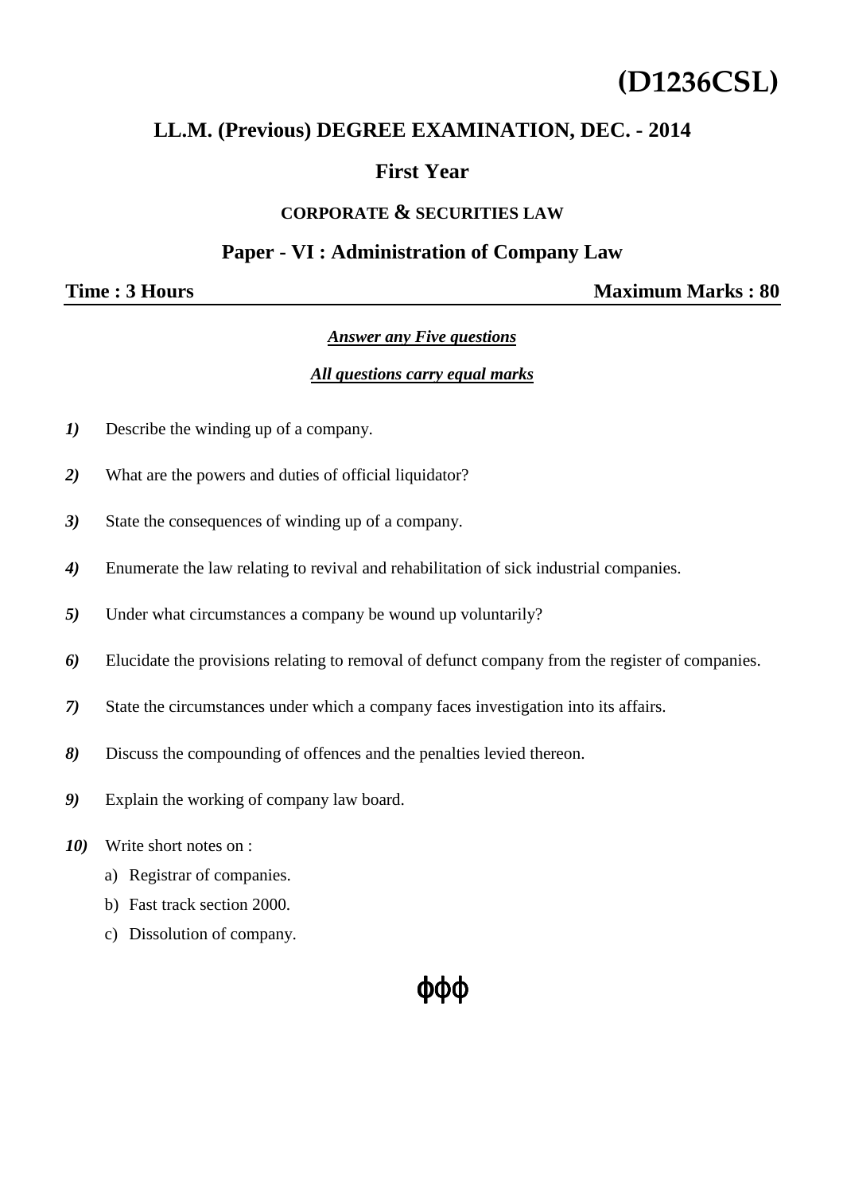# (D1236CSL)

## LL.M. (Previous) DEGREE EXAMINATION, DEC. - 2014

## First Year

### CORPORATE & SECURITIES LAW

### Paper - VI : Administration of Company Law

**Time : 3 Hours** **Maximum Marks : 80**

***Answer any Five questions***

***All questions carry equal marks***

***1)*** Describe the winding up of a company.

***2)*** What are the powers and duties of official liquidator?

***3)*** State the consequences of winding up of a company.

***4)*** Enumerate the law relating to revival and rehabilitation of sick industrial companies.

***5)*** Under what circumstances a company be wound up voluntarily?

***6)*** Elucidate the provisions relating to removal of defunct company from the register of companies.

***7)*** State the circumstances under which a company faces investigation into its affairs.

***8)*** Discuss the compounding of offences and the penalties levied thereon.

***9)*** Explain the working of company law board.

***10)*** Write short notes on :

a) Registrar of companies.

b) Fast track section 2000.

c) Dissolution of company.

ϕϕϕ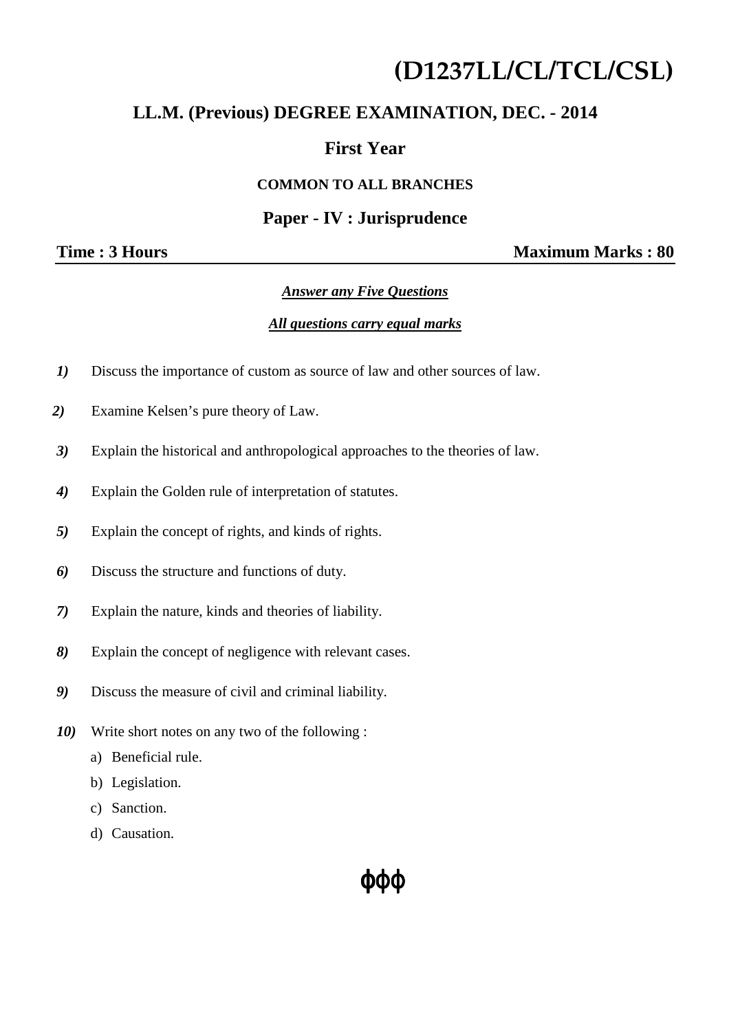# (D1237LL/CL/TCL/CSL)

## LL.M. (Previous) DEGREE EXAMINATION, DEC. - 2014

## First Year

### COMMON TO ALL BRANCHES

## Paper - IV : Jurisprudence

**Time : 3 Hours** **Maximum Marks : 80**

***Answer any Five Questions***

***All questions carry equal marks***

***1)*** Discuss the importance of custom as source of law and other sources of law.

***2)*** Examine Kelsen's pure theory of Law.

***3)*** Explain the historical and anthropological approaches to the theories of law.

***4)*** Explain the Golden rule of interpretation of statutes.

***5)*** Explain the concept of rights, and kinds of rights.

***6)*** Discuss the structure and functions of duty.

***7)*** Explain the nature, kinds and theories of liability.

***8)*** Explain the concept of negligence with relevant cases.

***9)*** Discuss the measure of civil and criminal liability.

***10)*** Write short notes on any two of the following :

a) Beneficial rule.

b) Legislation.

c) Sanction.

d) Causation.

ΦΦΦ